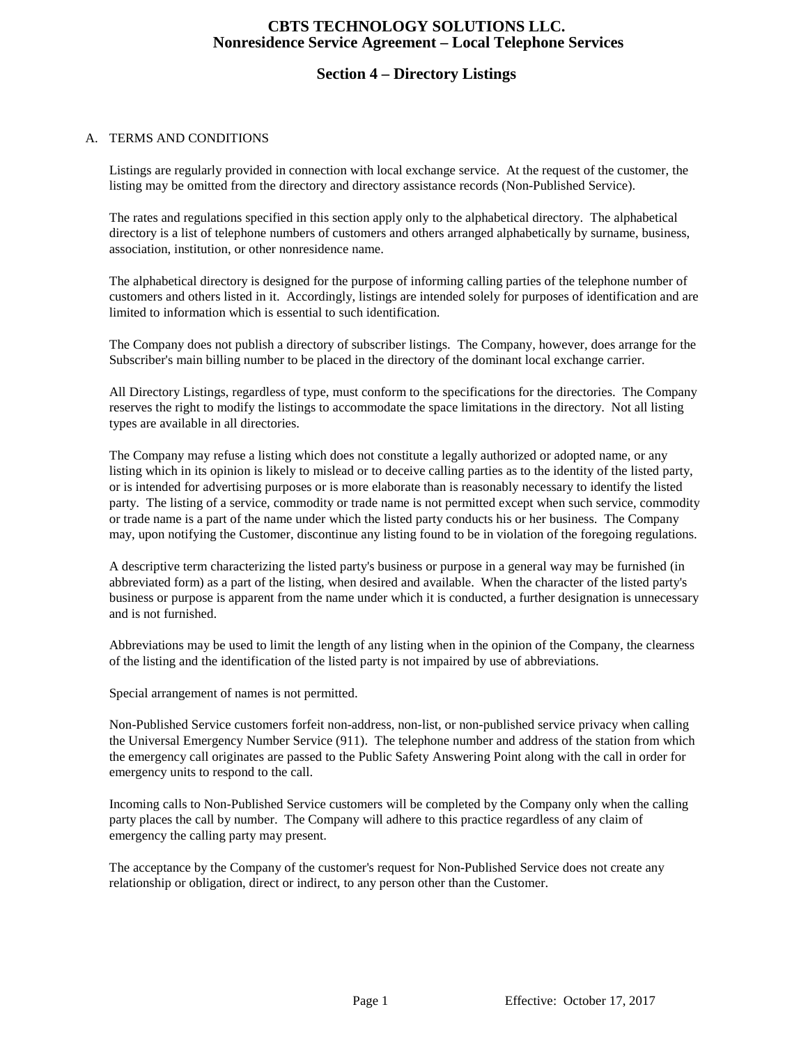# CBTS TECHNOLOGY SOLUTIONS LLC.
# Nonresidence Service Agreement – Local Telephone Services

## Section 4 – Directory Listings

A. TERMS AND CONDITIONS

Listings are regularly provided in connection with local exchange service. At the request of the customer, the listing may be omitted from the directory and directory assistance records (Non-Published Service).

The rates and regulations specified in this section apply only to the alphabetical directory. The alphabetical directory is a list of telephone numbers of customers and others arranged alphabetically by surname, business, association, institution, or other nonresidence name.

The alphabetical directory is designed for the purpose of informing calling parties of the telephone number of customers and others listed in it. Accordingly, listings are intended solely for purposes of identification and are limited to information which is essential to such identification.

The Company does not publish a directory of subscriber listings. The Company, however, does arrange for the Subscriber's main billing number to be placed in the directory of the dominant local exchange carrier.

All Directory Listings, regardless of type, must conform to the specifications for the directories. The Company reserves the right to modify the listings to accommodate the space limitations in the directory. Not all listing types are available in all directories.

The Company may refuse a listing which does not constitute a legally authorized or adopted name, or any listing which in its opinion is likely to mislead or to deceive calling parties as to the identity of the listed party, or is intended for advertising purposes or is more elaborate than is reasonably necessary to identify the listed party. The listing of a service, commodity or trade name is not permitted except when such service, commodity or trade name is a part of the name under which the listed party conducts his or her business. The Company may, upon notifying the Customer, discontinue any listing found to be in violation of the foregoing regulations.

A descriptive term characterizing the listed party's business or purpose in a general way may be furnished (in abbreviated form) as a part of the listing, when desired and available. When the character of the listed party's business or purpose is apparent from the name under which it is conducted, a further designation is unnecessary and is not furnished.

Abbreviations may be used to limit the length of any listing when in the opinion of the Company, the clearness of the listing and the identification of the listed party is not impaired by use of abbreviations.

Special arrangement of names is not permitted.

Non-Published Service customers forfeit non-address, non-list, or non-published service privacy when calling the Universal Emergency Number Service (911). The telephone number and address of the station from which the emergency call originates are passed to the Public Safety Answering Point along with the call in order for emergency units to respond to the call.

Incoming calls to Non-Published Service customers will be completed by the Company only when the calling party places the call by number. The Company will adhere to this practice regardless of any claim of emergency the calling party may present.

The acceptance by the Company of the customer's request for Non-Published Service does not create any relationship or obligation, direct or indirect, to any person other than the Customer.

Effective: October 17, 2017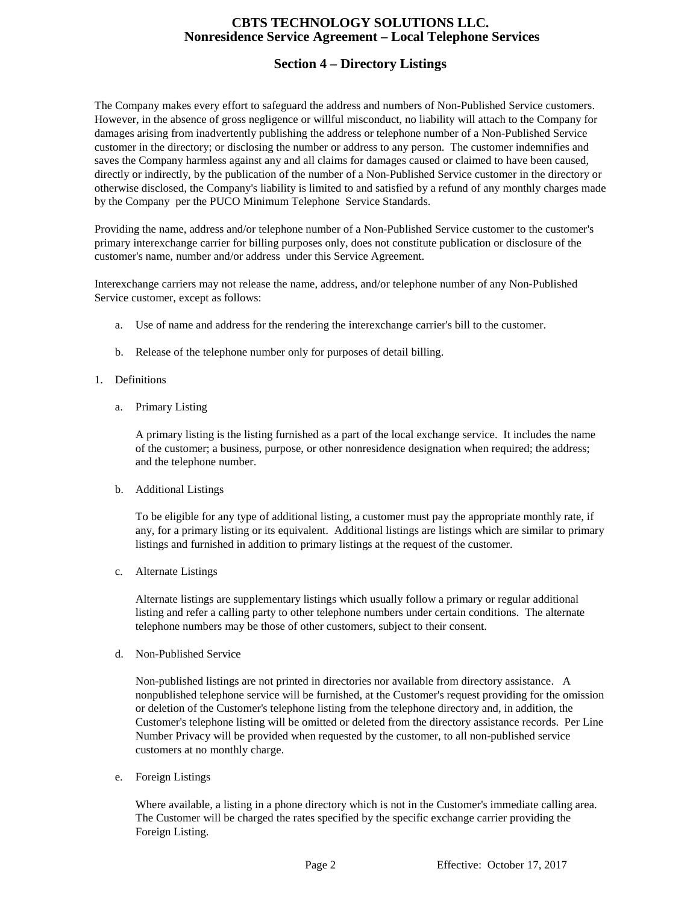The Company makes every effort to safeguard the address and numbers of Non-Published Service customers. However, in the absence of gross negligence or willful misconduct, no liability will attach to the Company for damages arising from inadvertently publishing the address or telephone number of a Non-Published Service customer in the directory; or disclosing the number or address to any person. The customer indemnifies and saves the Company harmless against any and all claims for damages caused or claimed to have been caused, directly or indirectly, by the publication of the number of a Non-Published Service customer in the directory or otherwise disclosed, the Company's liability is limited to and satisfied by a refund of any monthly charges made by the Company per the PUCO Minimum Telephone Service Standards.

Providing the name, address and/or telephone number of a Non-Published Service customer to the customer's primary interexchange carrier for billing purposes only, does not constitute publication or disclosure of the customer's name, number and/or address under this Service Agreement.

Interexchange carriers may not release the name, address, and/or telephone number of any Non-Published Service customer, except as follows:

a. Use of name and address for the rendering the interexchange carrier's bill to the customer.

b. Release of the telephone number only for purposes of detail billing.

1. Definitions

   a. Primary Listing

      A primary listing is the listing furnished as a part of the local exchange service. It includes the name of the customer; a business, purpose, or other nonresidence designation when required; the address; and the telephone number.

   b. Additional Listings

      To be eligible for any type of additional listing, a customer must pay the appropriate monthly rate, if any, for a primary listing or its equivalent. Additional listings are listings which are similar to primary listings and furnished in addition to primary listings at the request of the customer.

   c. Alternate Listings

      Alternate listings are supplementary listings which usually follow a primary or regular additional listing and refer a calling party to other telephone numbers under certain conditions. The alternate telephone numbers may be those of other customers, subject to their consent.

   d. Non-Published Service

      Non-published listings are not printed in directories nor available from directory assistance. A nonpublished telephone service will be furnished, at the Customer's request providing for the omission or deletion of the Customer's telephone listing from the telephone directory and, in addition, the Customer's telephone listing will be omitted or deleted from the directory assistance records. Per Line Number Privacy will be provided when requested by the customer, to all non-published service customers at no monthly charge.

   e. Foreign Listings

      Where available, a listing in a phone directory which is not in the Customer's immediate calling area. The Customer will be charged the rates specified by the specific exchange carrier providing the Foreign Listing.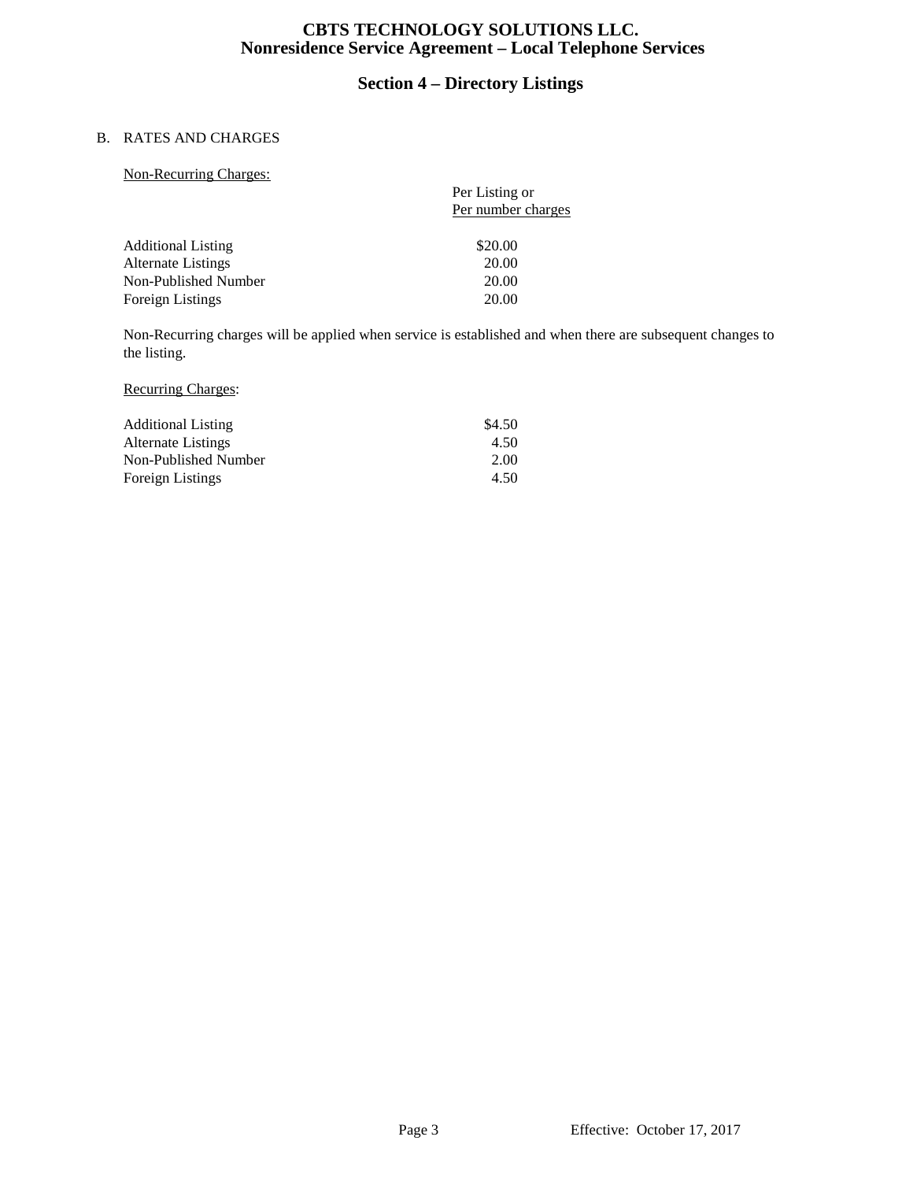## Section 4 – Directory Listings

B. RATES AND CHARGES

Non-Recurring Charges:

| | Per Listing or Per number charges |
|---|---|
| Additional Listing | $20.00 |
| Alternate Listings | 20.00 |
| Non-Published Number | 20.00 |
| Foreign Listings | 20.00 |

Non-Recurring charges will be applied when service is established and when there are subsequent changes to the listing.

Recurring Charges:

| | |
|---|---|
| Additional Listing | $4.50 |
| Alternate Listings | 4.50 |
| Non-Published Number | 2.00 |
| Foreign Listings | 4.50 |

Effective: October 17, 2017